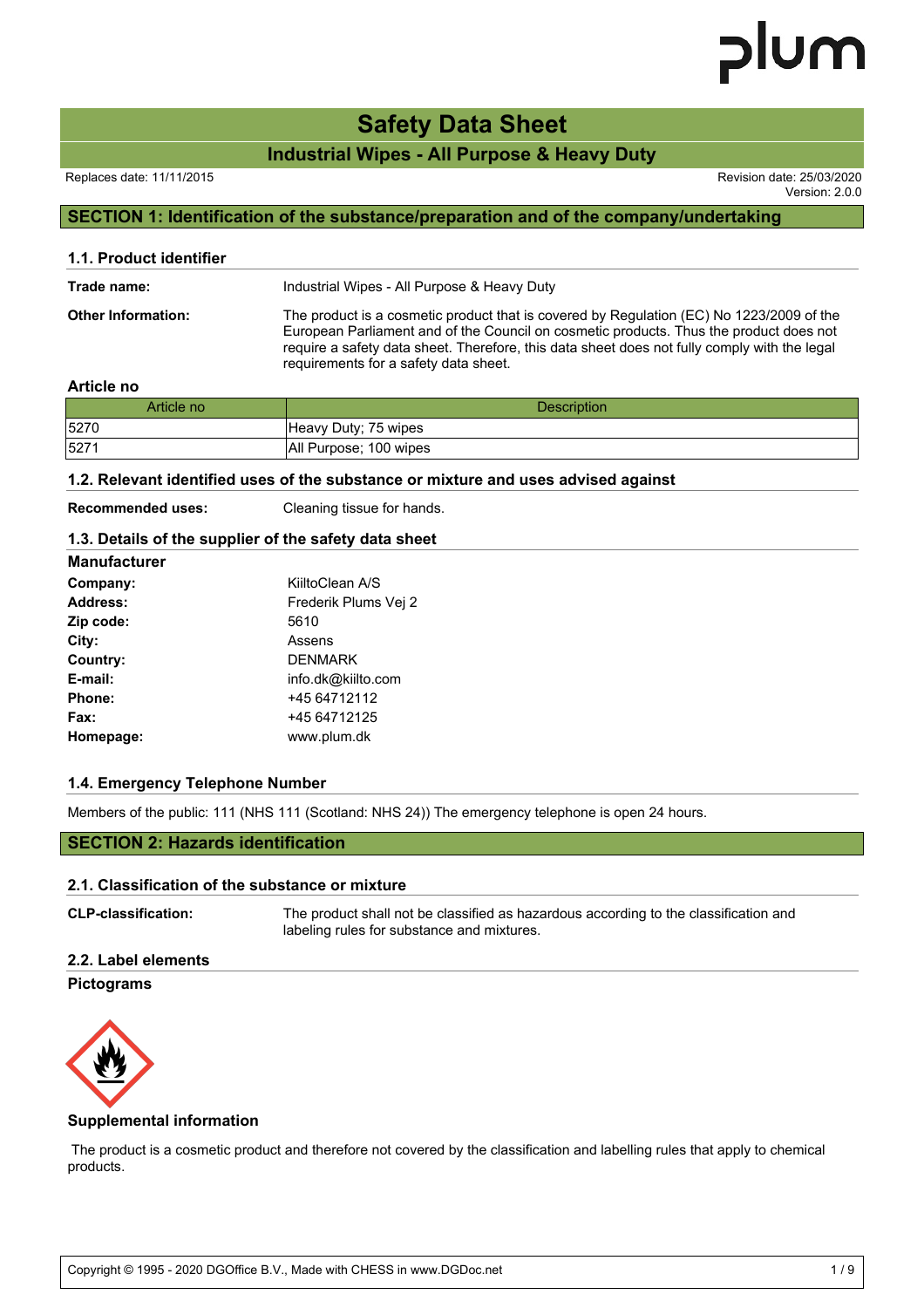# Safety Data Sheet

## Industrial Wipes - All Purpose & Heavy Duty

Replaces date: 11/11/2015

Revision date: 25/03/2020
Version: 2.0.0

## SECTION 1: Identification of the substance/preparation and of the company/undertaking

### 1.1. Product identifier

**Trade name:** Industrial Wipes - All Purpose & Heavy Duty

**Other Information:** The product is a cosmetic product that is covered by Regulation (EC) No 1223/2009 of the European Parliament and of the Council on cosmetic products. Thus the product does not require a safety data sheet. Therefore, this data sheet does not fully comply with the legal requirements for a safety data sheet.

**Article no**

| Article no | Description |
| --- | --- |
| 5270 | Heavy Duty; 75 wipes |
| 5271 | All Purpose; 100 wipes |

### 1.2. Relevant identified uses of the substance or mixture and uses advised against

**Recommended uses:** Cleaning tissue for hands.

### 1.3. Details of the supplier of the safety data sheet

**Manufacturer**

**Company:** KiiltoClean A/S
**Address:** Frederik Plums Vej 2
**Zip code:** 5610
**City:** Assens
**Country:** DENMARK
**E-mail:** info.dk@kiilto.com
**Phone:** +45 64712112
**Fax:** +45 64712125
**Homepage:** www.plum.dk

### 1.4. Emergency Telephone Number

Members of the public: 111 (NHS 111 (Scotland: NHS 24)) The emergency telephone is open 24 hours.

## SECTION 2: Hazards identification

### 2.1. Classification of the substance or mixture

**CLP-classification:** The product shall not be classified as hazardous according to the classification and labeling rules for substance and mixtures.

### 2.2. Label elements

**Pictograms**

**Supplemental information**

The product is a cosmetic product and therefore not covered by the classification and labelling rules that apply to chemical products.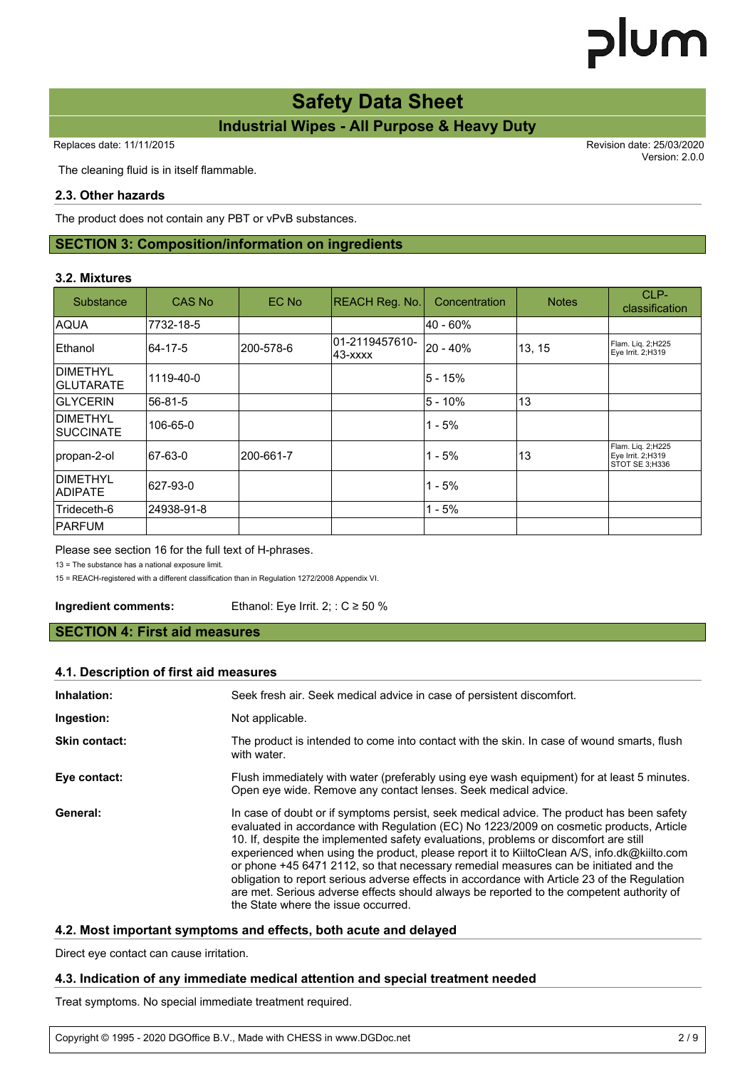The cleaning fluid is in itself flammable.

### 2.3. Other hazards

The product does not contain any PBT or vPvB substances.

## SECTION 3: Composition/information on ingredients

### 3.2. Mixtures

| Substance | CAS No | EC No | REACH Reg. No. | Concentration | Notes | CLP-classification |
|---|---|---|---|---|---|---|
| AQUA | 7732-18-5 | | | 40 - 60% | | |
| Ethanol | 64-17-5 | 200-578-6 | 01-2119457610-43-xxxx | 20 - 40% | 13, 15 | Flam. Liq. 2;H225 Eye Irrit. 2;H319 |
| DIMETHYL GLUTARATE | 1119-40-0 | | | 5 - 15% | | |
| GLYCERIN | 56-81-5 | | | 5 - 10% | 13 | |
| DIMETHYL SUCCINATE | 106-65-0 | | | 1 - 5% | | |
| propan-2-ol | 67-63-0 | 200-661-7 | | 1 - 5% | 13 | Flam. Liq. 2;H225 Eye Irrit. 2;H319 STOT SE 3;H336 |
| DIMETHYL ADIPATE | 627-93-0 | | | 1 - 5% | | |
| Trideceth-6 | 24938-91-8 | | | 1 - 5% | | |
| PARFUM | | | | | | |

Please see section 16 for the full text of H-phrases.

13 = The substance has a national exposure limit.

15 = REACH-registered with a different classification than in Regulation 1272/2008 Appendix VI.

**Ingredient comments:** Ethanol: Eye Irrit. 2; : C ≥ 50 %

## SECTION 4: First aid measures

### 4.1. Description of first aid measures

**Inhalation:** Seek fresh air. Seek medical advice in case of persistent discomfort.

**Ingestion:** Not applicable.

**Skin contact:** The product is intended to come into contact with the skin. In case of wound smarts, flush with water.

**Eye contact:** Flush immediately with water (preferably using eye wash equipment) for at least 5 minutes. Open eye wide. Remove any contact lenses. Seek medical advice.

**General:** In case of doubt or if symptoms persist, seek medical advice. The product has been safety evaluated in accordance with Regulation (EC) No 1223/2009 on cosmetic products, Article 10. If, despite the implemented safety evaluations, problems or discomfort are still experienced when using the product, please report it to KiiltoClean A/S, info.dk@kiilto.com or phone +45 6471 2112, so that necessary remedial measures can be initiated and the obligation to report serious adverse effects in accordance with Article 23 of the Regulation are met. Serious adverse effects should always be reported to the competent authority of the State where the issue occurred.

### 4.2. Most important symptoms and effects, both acute and delayed

Direct eye contact can cause irritation.

### 4.3. Indication of any immediate medical attention and special treatment needed

Treat symptoms. No special immediate treatment required.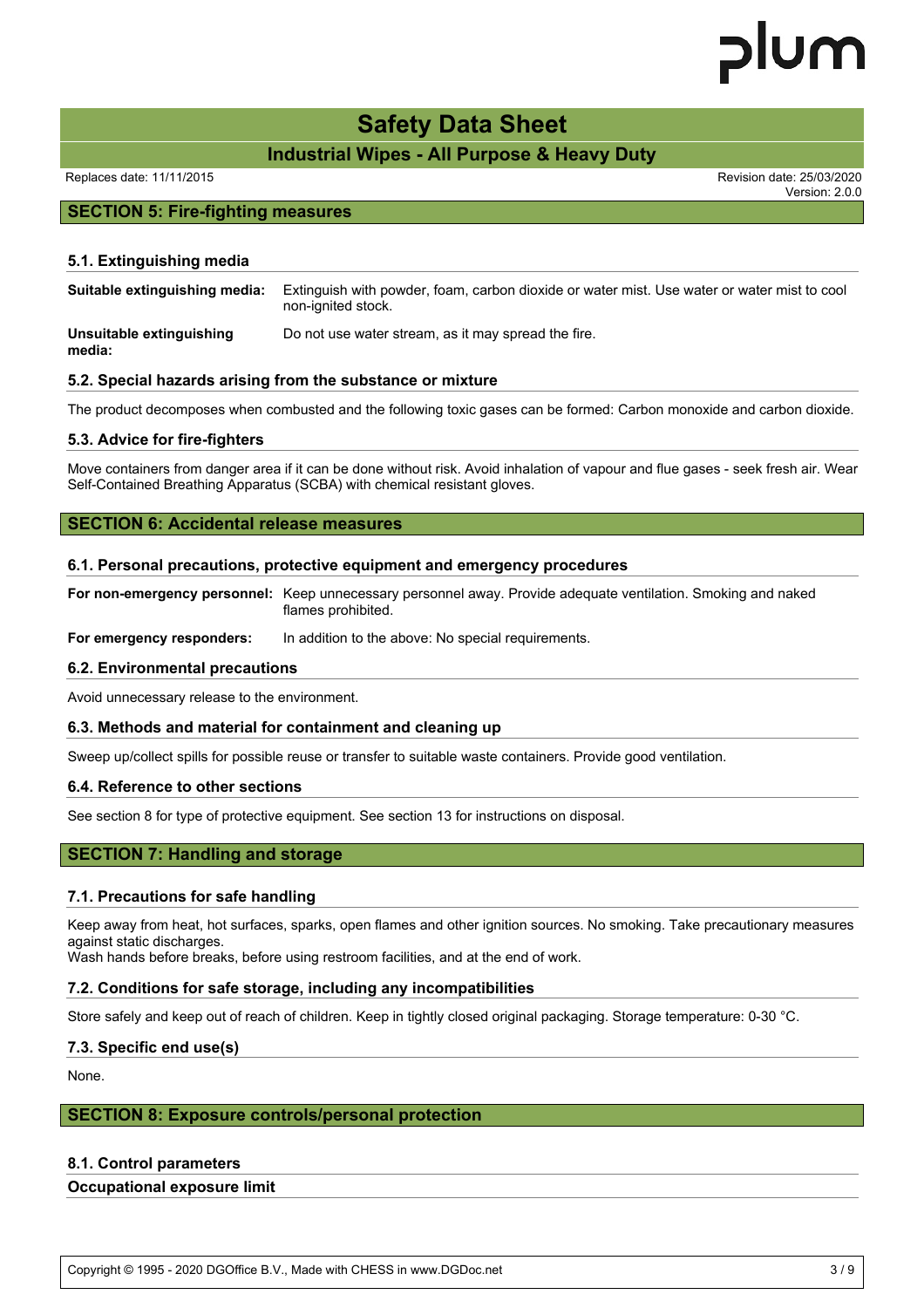## SECTION 5: Fire-fighting measures

### 5.1. Extinguishing media

**Suitable extinguishing media:** Extinguish with powder, foam, carbon dioxide or water mist. Use water or water mist to cool non-ignited stock.

**Unsuitable extinguishing media:** Do not use water stream, as it may spread the fire.

### 5.2. Special hazards arising from the substance or mixture

The product decomposes when combusted and the following toxic gases can be formed: Carbon monoxide and carbon dioxide.

### 5.3. Advice for fire-fighters

Move containers from danger area if it can be done without risk. Avoid inhalation of vapour and flue gases - seek fresh air. Wear Self-Contained Breathing Apparatus (SCBA) with chemical resistant gloves.

## SECTION 6: Accidental release measures

### 6.1. Personal precautions, protective equipment and emergency procedures

**For non-emergency personnel:** Keep unnecessary personnel away. Provide adequate ventilation. Smoking and naked flames prohibited.

**For emergency responders:** In addition to the above: No special requirements.

### 6.2. Environmental precautions

Avoid unnecessary release to the environment.

### 6.3. Methods and material for containment and cleaning up

Sweep up/collect spills for possible reuse or transfer to suitable waste containers. Provide good ventilation.

### 6.4. Reference to other sections

See section 8 for type of protective equipment. See section 13 for instructions on disposal.

## SECTION 7: Handling and storage

### 7.1. Precautions for safe handling

Keep away from heat, hot surfaces, sparks, open flames and other ignition sources. No smoking. Take precautionary measures against static discharges.
Wash hands before breaks, before using restroom facilities, and at the end of work.

### 7.2. Conditions for safe storage, including any incompatibilities

Store safely and keep out of reach of children. Keep in tightly closed original packaging. Storage temperature: 0-30 °C.

### 7.3. Specific end use(s)

None.

## SECTION 8: Exposure controls/personal protection

### 8.1. Control parameters

**Occupational exposure limit**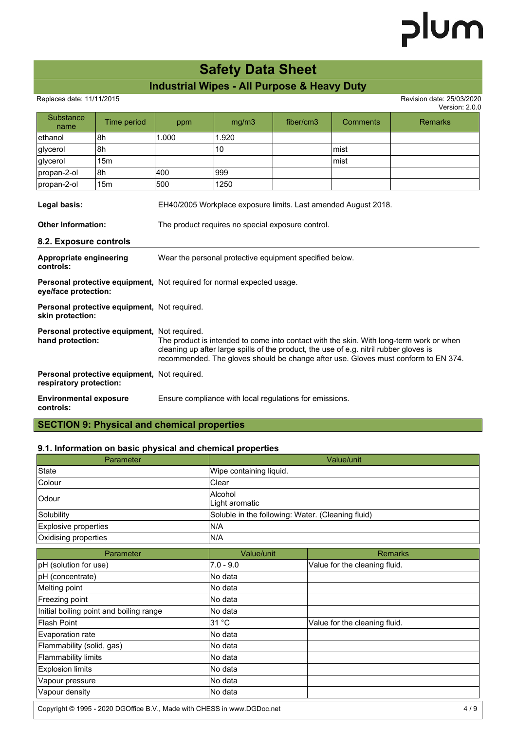| Substance name | Time period | ppm | mg/m3 | fiber/cm3 | Comments | Remarks |
|---|---|---|---|---|---|---|
| ethanol | 8h | 1.000 | 1.920 | | | |
| glycerol | 8h | | 10 | | mist | |
| glycerol | 15m | | | | mist | |
| propan-2-ol | 8h | 400 | 999 | | | |
| propan-2-ol | 15m | 500 | 1250 | | | |

**Legal basis:** EH40/2005 Workplace exposure limits. Last amended August 2018.

**Other Information:** The product requires no special exposure control.

### 8.2. Exposure controls

**Appropriate engineering controls:** Wear the personal protective equipment specified below.

**Personal protective equipment, eye/face protection:** Not required for normal expected usage.

**Personal protective equipment, skin protection:** Not required.

**Personal protective equipment, hand protection:** Not required.
The product is intended to come into contact with the skin. With long-term work or when cleaning up after large spills of the product, the use of e.g. nitril rubber gloves is recommended. The gloves should be change after use. Gloves must conform to EN 374.

**Personal protective equipment, respiratory protection:** Not required.

**Environmental exposure controls:** Ensure compliance with local regulations for emissions.

## SECTION 9: Physical and chemical properties

### 9.1. Information on basic physical and chemical properties

| Parameter | Value/unit |
|---|---|
| State | Wipe containing liquid. |
| Colour | Clear |
| Odour | Alcohol<br>Light aromatic |
| Solubility | Soluble in the following: Water. (Cleaning fluid) |
| Explosive properties | N/A |
| Oxidising properties | N/A |

| Parameter | Value/unit | Remarks |
|---|---|---|
| pH (solution for use) | 7.0 - 9.0 | Value for the cleaning fluid. |
| pH (concentrate) | No data | |
| Melting point | No data | |
| Freezing point | No data | |
| Initial boiling point and boiling range | No data | |
| Flash Point | 31 °C | Value for the cleaning fluid. |
| Evaporation rate | No data | |
| Flammability (solid, gas) | No data | |
| Flammability limits | No data | |
| Explosion limits | No data | |
| Vapour pressure | No data | |
| Vapour density | No data | |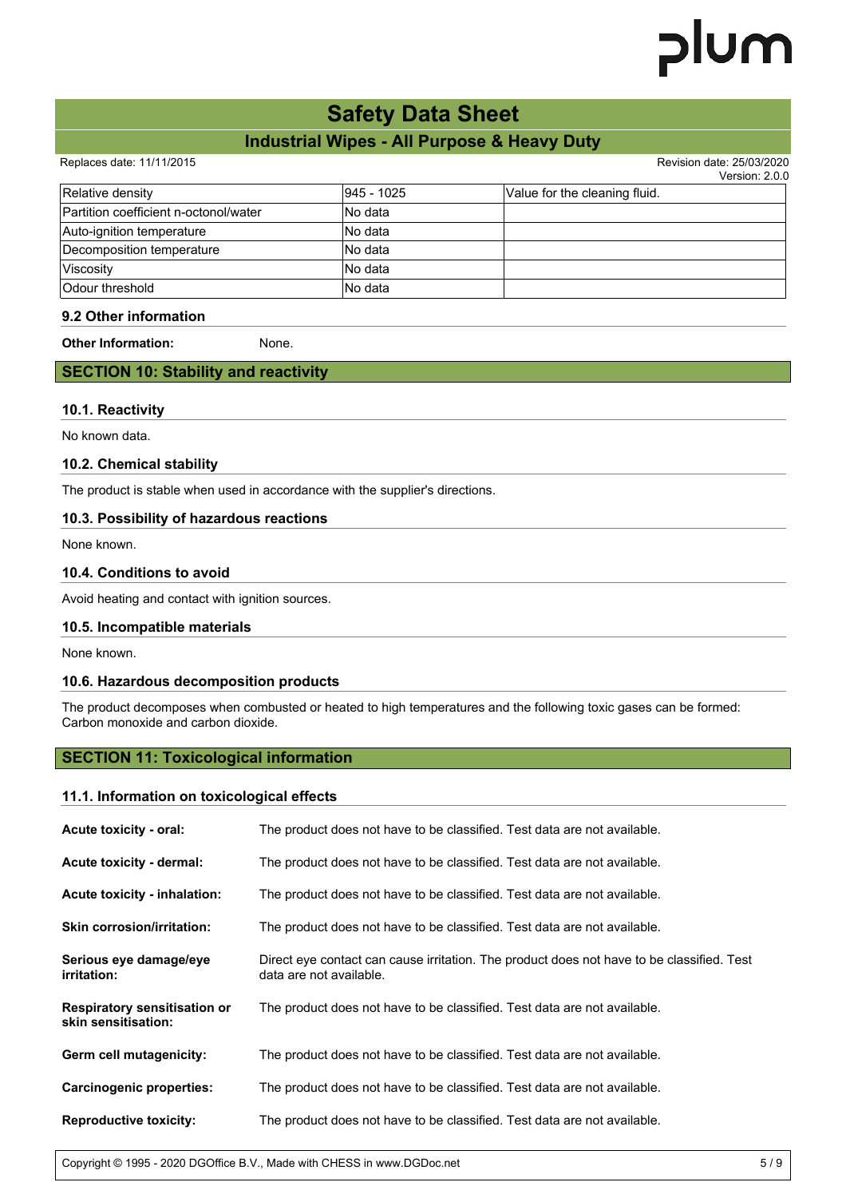| Relative density | 945 - 1025 | Value for the cleaning fluid. |
|---|---|---|
| Partition coefficient n-octonol/water | No data | |
| Auto-ignition temperature | No data | |
| Decomposition temperature | No data | |
| Viscosity | No data | |
| Odour threshold | No data | |

### 9.2 Other information

**Other Information:** None.

## SECTION 10: Stability and reactivity

### 10.1. Reactivity

No known data.

### 10.2. Chemical stability

The product is stable when used in accordance with the supplier's directions.

### 10.3. Possibility of hazardous reactions

None known.

### 10.4. Conditions to avoid

Avoid heating and contact with ignition sources.

### 10.5. Incompatible materials

None known.

### 10.6. Hazardous decomposition products

The product decomposes when combusted or heated to high temperatures and the following toxic gases can be formed: Carbon monoxide and carbon dioxide.

## SECTION 11: Toxicological information

### 11.1. Information on toxicological effects

**Acute toxicity - oral:** The product does not have to be classified. Test data are not available.

**Acute toxicity - dermal:** The product does not have to be classified. Test data are not available.

**Acute toxicity - inhalation:** The product does not have to be classified. Test data are not available.

**Skin corrosion/irritation:** The product does not have to be classified. Test data are not available.

**Serious eye damage/eye irritation:** Direct eye contact can cause irritation. The product does not have to be classified. Test data are not available.

**Respiratory sensitisation or skin sensitisation:** The product does not have to be classified. Test data are not available.

**Germ cell mutagenicity:** The product does not have to be classified. Test data are not available.

**Carcinogenic properties:** The product does not have to be classified. Test data are not available.

**Reproductive toxicity:** The product does not have to be classified. Test data are not available.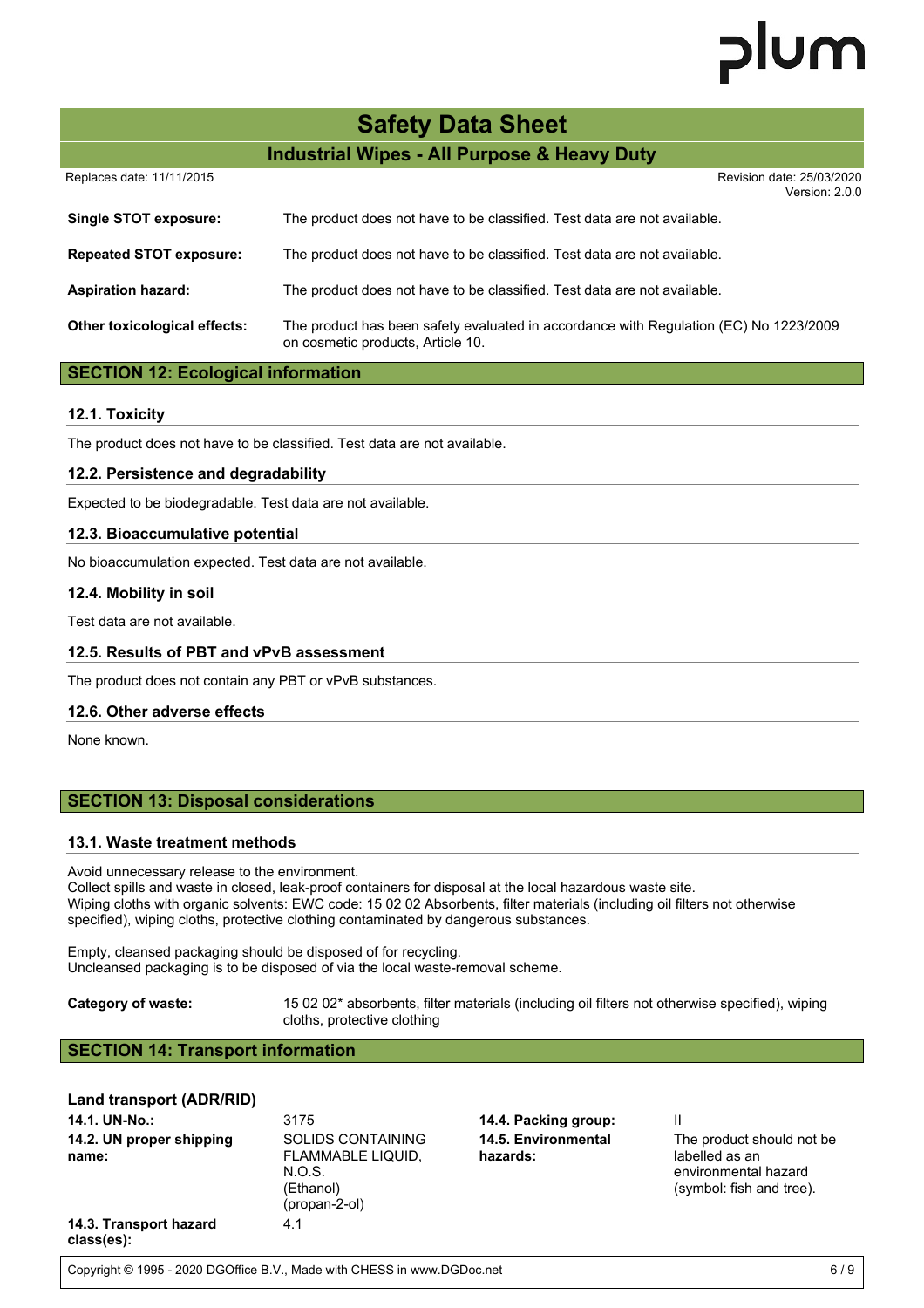| | |
|---|---|
| **Single STOT exposure:** | The product does not have to be classified. Test data are not available. |
| **Repeated STOT exposure:** | The product does not have to be classified. Test data are not available. |
| **Aspiration hazard:** | The product does not have to be classified. Test data are not available. |
| **Other toxicological effects:** | The product has been safety evaluated in accordance with Regulation (EC) No 1223/2009 on cosmetic products, Article 10. |

## SECTION 12: Ecological information

### 12.1. Toxicity

The product does not have to be classified. Test data are not available.

### 12.2. Persistence and degradability

Expected to be biodegradable. Test data are not available.

### 12.3. Bioaccumulative potential

No bioaccumulation expected. Test data are not available.

### 12.4. Mobility in soil

Test data are not available.

### 12.5. Results of PBT and vPvB assessment

The product does not contain any PBT or vPvB substances.

### 12.6. Other adverse effects

None known.

## SECTION 13: Disposal considerations

### 13.1. Waste treatment methods

Avoid unnecessary release to the environment.
Collect spills and waste in closed, leak-proof containers for disposal at the local hazardous waste site.
Wiping cloths with organic solvents: EWC code: 15 02 02 Absorbents, filter materials (including oil filters not otherwise specified), wiping cloths, protective clothing contaminated by dangerous substances.

Empty, cleansed packaging should be disposed of for recycling.
Uncleansed packaging is to be disposed of via the local waste-removal scheme.

**Category of waste:** 15 02 02* absorbents, filter materials (including oil filters not otherwise specified), wiping cloths, protective clothing

## SECTION 14: Transport information

### Land transport (ADR/RID)

| | | | |
|---|---|---|---|
| **14.1. UN-No.:** | 3175 | **14.4. Packing group:** | II |
| **14.2. UN proper shipping name:** | SOLIDS CONTAINING FLAMMABLE LIQUID, N.O.S. (Ethanol) (propan-2-ol) | **14.5. Environmental hazards:** | The product should not be labelled as an environmental hazard (symbol: fish and tree). |
| **14.3. Transport hazard class(es):** | 4.1 | | |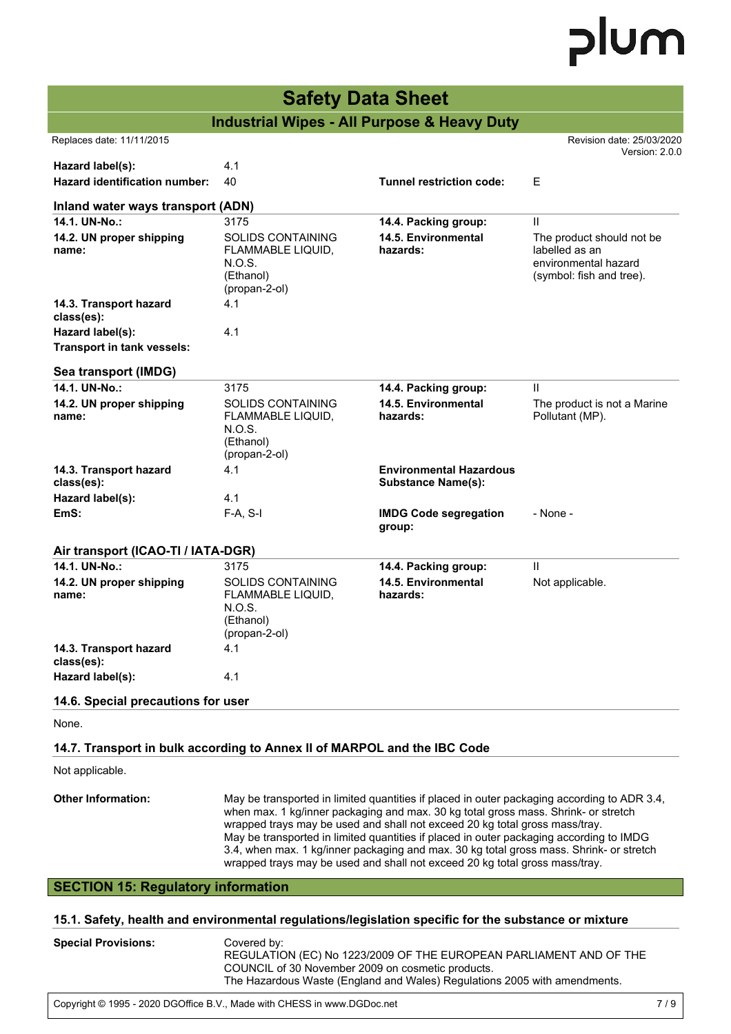| | | | |
|---|---|---|---|
| **Hazard label(s):** | 4.1 | | |
| **Hazard identification number:** | 40 | **Tunnel restriction code:** | E |

### Inland water ways transport (ADN)

| | | | |
|---|---|---|---|
| **14.1. UN-No.:** | 3175 | **14.4. Packing group:** | II |
| **14.2. UN proper shipping name:** | SOLIDS CONTAINING FLAMMABLE LIQUID, N.O.S. (Ethanol) (propan-2-ol) | **14.5. Environmental hazards:** | The product should not be labelled as an environmental hazard (symbol: fish and tree). |
| **14.3. Transport hazard class(es):** | 4.1 | | |
| **Hazard label(s):** | 4.1 | | |
| **Transport in tank vessels:** | | | |

### Sea transport (IMDG)

| | | | |
|---|---|---|---|
| **14.1. UN-No.:** | 3175 | **14.4. Packing group:** | II |
| **14.2. UN proper shipping name:** | SOLIDS CONTAINING FLAMMABLE LIQUID, N.O.S. (Ethanol) (propan-2-ol) | **14.5. Environmental hazards:** | The product is not a Marine Pollutant (MP). |
| **14.3. Transport hazard class(es):** | 4.1 | **Environmental Hazardous Substance Name(s):** | |
| **Hazard label(s):** | 4.1 | | |
| **EmS:** | F-A, S-I | **IMDG Code segregation group:** | - None - |

### Air transport (ICAO-TI / IATA-DGR)

| | | | |
|---|---|---|---|
| **14.1. UN-No.:** | 3175 | **14.4. Packing group:** | II |
| **14.2. UN proper shipping name:** | SOLIDS CONTAINING FLAMMABLE LIQUID, N.O.S. (Ethanol) (propan-2-ol) | **14.5. Environmental hazards:** | Not applicable. |
| **14.3. Transport hazard class(es):** | 4.1 | | |
| **Hazard label(s):** | 4.1 | | |

### 14.6. Special precautions for user

None.

### 14.7. Transport in bulk according to Annex II of MARPOL and the IBC Code

Not applicable.

**Other Information:** May be transported in limited quantities if placed in outer packaging according to ADR 3.4, when max. 1 kg/inner packaging and max. 30 kg total gross mass. Shrink- or stretch wrapped trays may be used and shall not exceed 20 kg total gross mass/tray.
May be transported in limited quantities if placed in outer packaging according to IMDG 3.4, when max. 1 kg/inner packaging and max. 30 kg total gross mass. Shrink- or stretch wrapped trays may be used and shall not exceed 20 kg total gross mass/tray.

## SECTION 15: Regulatory information

### 15.1. Safety, health and environmental regulations/legislation specific for the substance or mixture

**Special Provisions:** Covered by:
REGULATION (EC) No 1223/2009 OF THE EUROPEAN PARLIAMENT AND OF THE COUNCIL of 30 November 2009 on cosmetic products.
The Hazardous Waste (England and Wales) Regulations 2005 with amendments.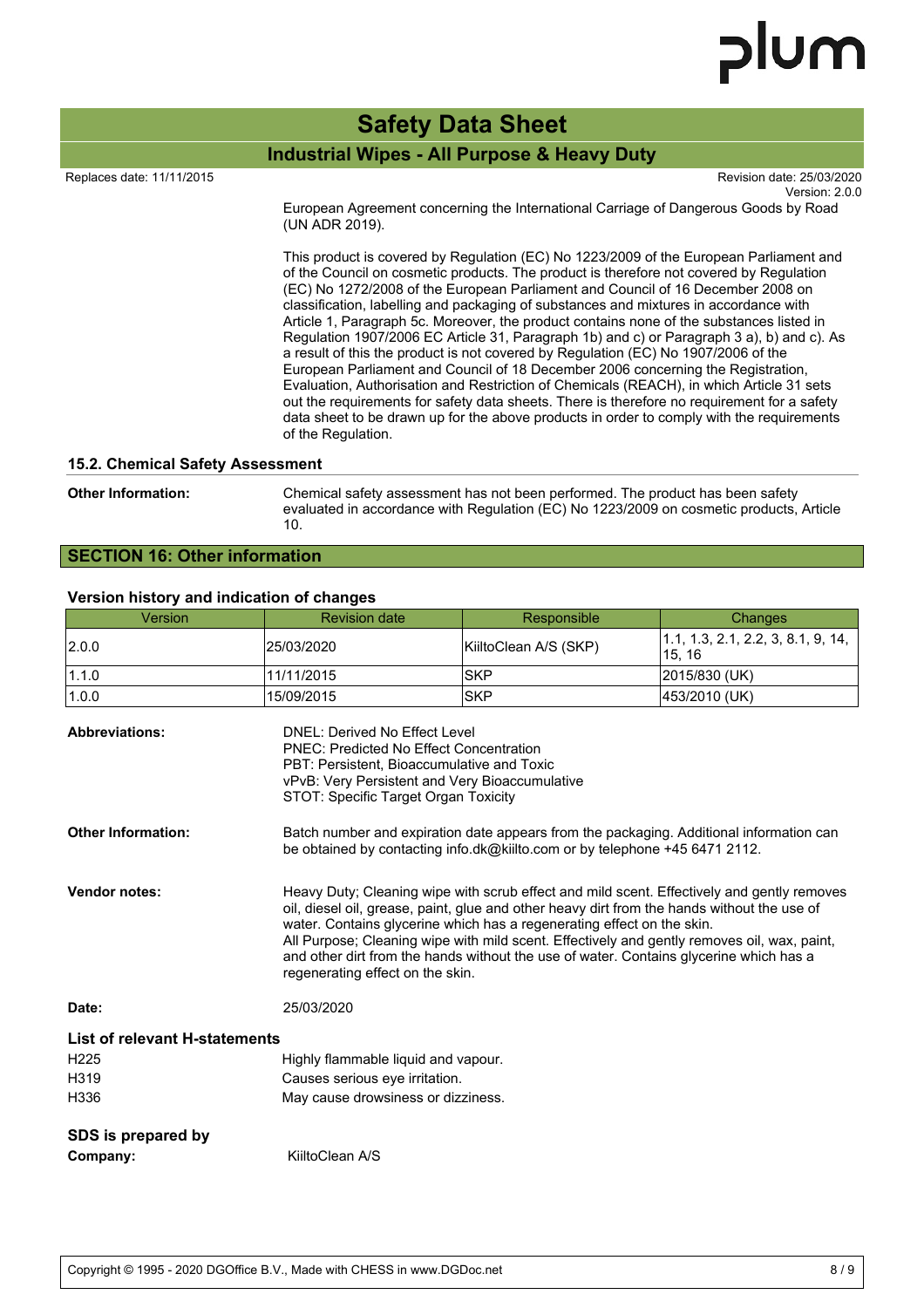European Agreement concerning the International Carriage of Dangerous Goods by Road (UN ADR 2019).

This product is covered by Regulation (EC) No 1223/2009 of the European Parliament and of the Council on cosmetic products. The product is therefore not covered by Regulation (EC) No 1272/2008 of the European Parliament and Council of 16 December 2008 on classification, labelling and packaging of substances and mixtures in accordance with Article 1, Paragraph 5c. Moreover, the product contains none of the substances listed in Regulation 1907/2006 EC Article 31, Paragraph 1b) and c) or Paragraph 3 a), b) and c). As a result of this the product is not covered by Regulation (EC) No 1907/2006 of the European Parliament and Council of 18 December 2006 concerning the Registration, Evaluation, Authorisation and Restriction of Chemicals (REACH), in which Article 31 sets out the requirements for safety data sheets. There is therefore no requirement for a safety data sheet to be drawn up for the above products in order to comply with the requirements of the Regulation.

### 15.2. Chemical Safety Assessment

**Other Information:** Chemical safety assessment has not been performed. The product has been safety evaluated in accordance with Regulation (EC) No 1223/2009 on cosmetic products, Article 10.

## SECTION 16: Other information

### Version history and indication of changes

| Version | Revision date | Responsible | Changes |
|---|---|---|---|
| 2.0.0 | 25/03/2020 | KiiltoClean A/S (SKP) | 1.1, 1.3, 2.1, 2.2, 3, 8.1, 9, 14, 15, 16 |
| 1.1.0 | 11/11/2015 | SKP | 2015/830 (UK) |
| 1.0.0 | 15/09/2015 | SKP | 453/2010 (UK) |

**Abbreviations:**
DNEL: Derived No Effect Level
PNEC: Predicted No Effect Concentration
PBT: Persistent, Bioaccumulative and Toxic
vPvB: Very Persistent and Very Bioaccumulative
STOT: Specific Target Organ Toxicity

**Other Information:** Batch number and expiration date appears from the packaging. Additional information can be obtained by contacting info.dk@kiilto.com or by telephone +45 6471 2112.

**Vendor notes:** Heavy Duty; Cleaning wipe with scrub effect and mild scent. Effectively and gently removes oil, diesel oil, grease, paint, glue and other heavy dirt from the hands without the use of water. Contains glycerine which has a regenerating effect on the skin.
All Purpose; Cleaning wipe with mild scent. Effectively and gently removes oil, wax, paint, and other dirt from the hands without the use of water. Contains glycerine which has a regenerating effect on the skin.

**Date:** 25/03/2020

### List of relevant H-statements

| | |
|---|---|
| H225 | Highly flammable liquid and vapour. |
| H319 | Causes serious eye irritation. |
| H336 | May cause drowsiness or dizziness. |

### SDS is prepared by

**Company:** KiiltoClean A/S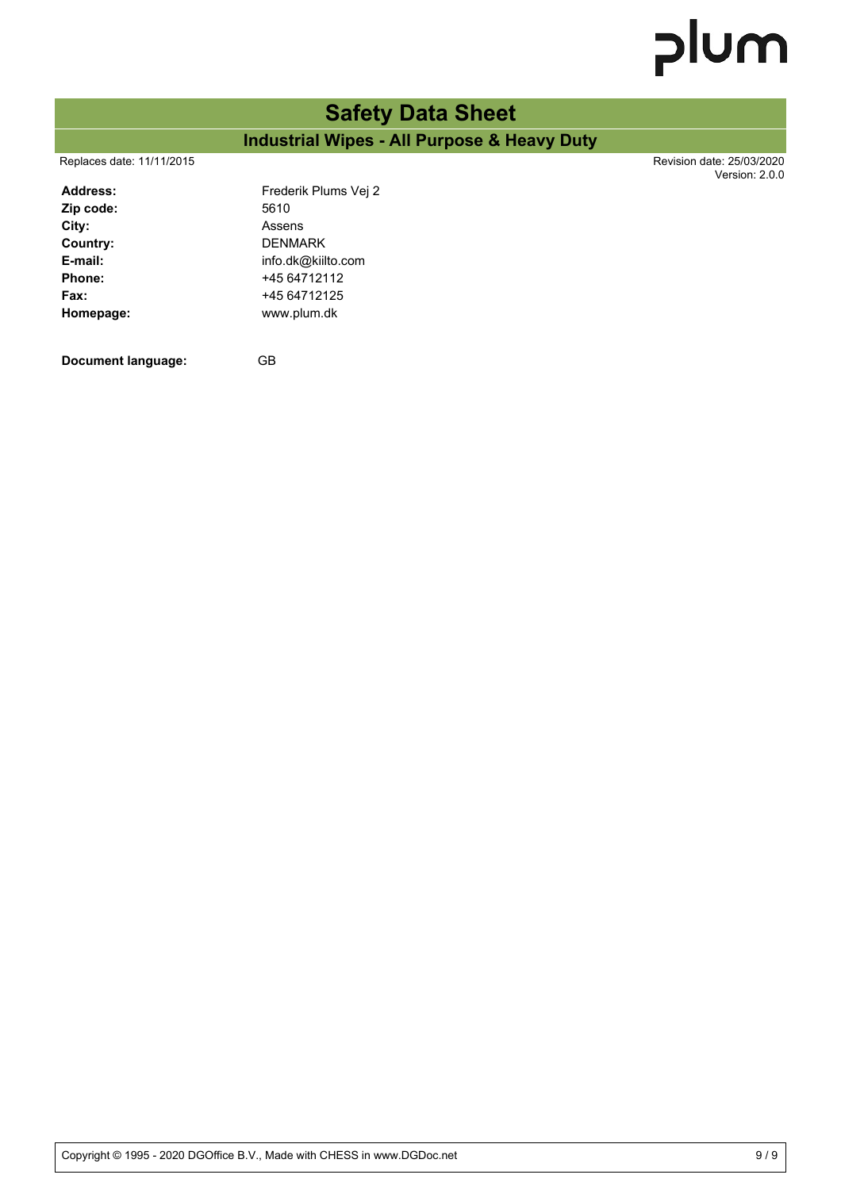| | |
|---|---|
| **Address:** | Frederik Plums Vej 2 |
| **Zip code:** | 5610 |
| **City:** | Assens |
| **Country:** | DENMARK |
| **E-mail:** | info.dk@kiilto.com |
| **Phone:** | +45 64712112 |
| **Fax:** | +45 64712125 |
| **Homepage:** | www.plum.dk |

**Document language:** GB